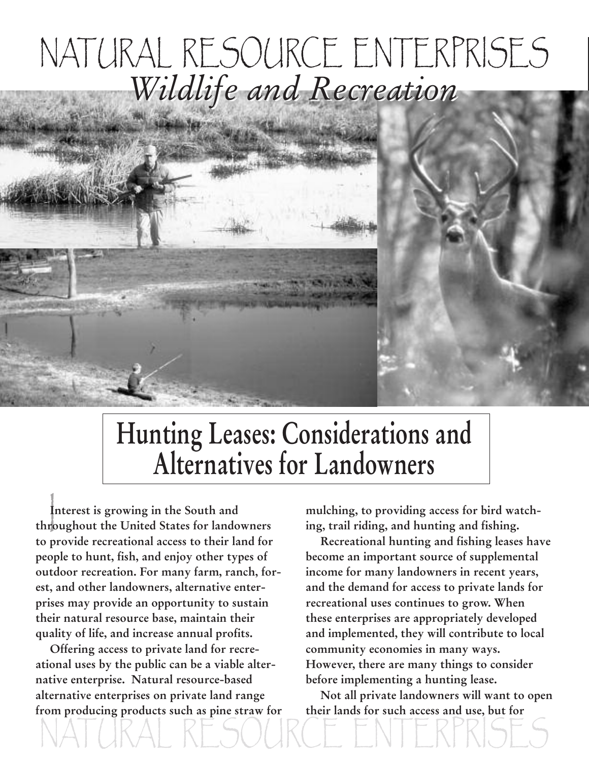# NATURAL RESOURCE ENTERPRISES

## *Wildlife and Recreation*

# Hunting Leases: Considerations and Alternatives for Landowners

**Interest is growing in the South and throughout the United States for landowners to provide recreational access to their land for people to hunt, fish, and enjoy other types of outdoor recreation. For many farm, ranch, forest, and other landowners, alternative enterprises may provide an opportunity to sustain their natural resource base, maintain their quality of life, and increase annual profits.**

**Offering access to private land for recreational uses by the public can be a viable alternative enterprise. Natural resource-based alternative enterprises on private land range from producing products such as pine straw for mulching, to providing access for bird watching, trail riding, and hunting and fishing.**

**Recreational hunting and fishing leases have become an important source of supplemental income for many landowners in recent years, and the demand for access to private lands for recreational uses continues to grow. When these enterprises are appropriately developed and implemented, they will contribute to local community economies in many ways. However, there are many things to consider before implementing a hunting lease.**

**Not all private landowners will want to open their lands for such access and use, but for**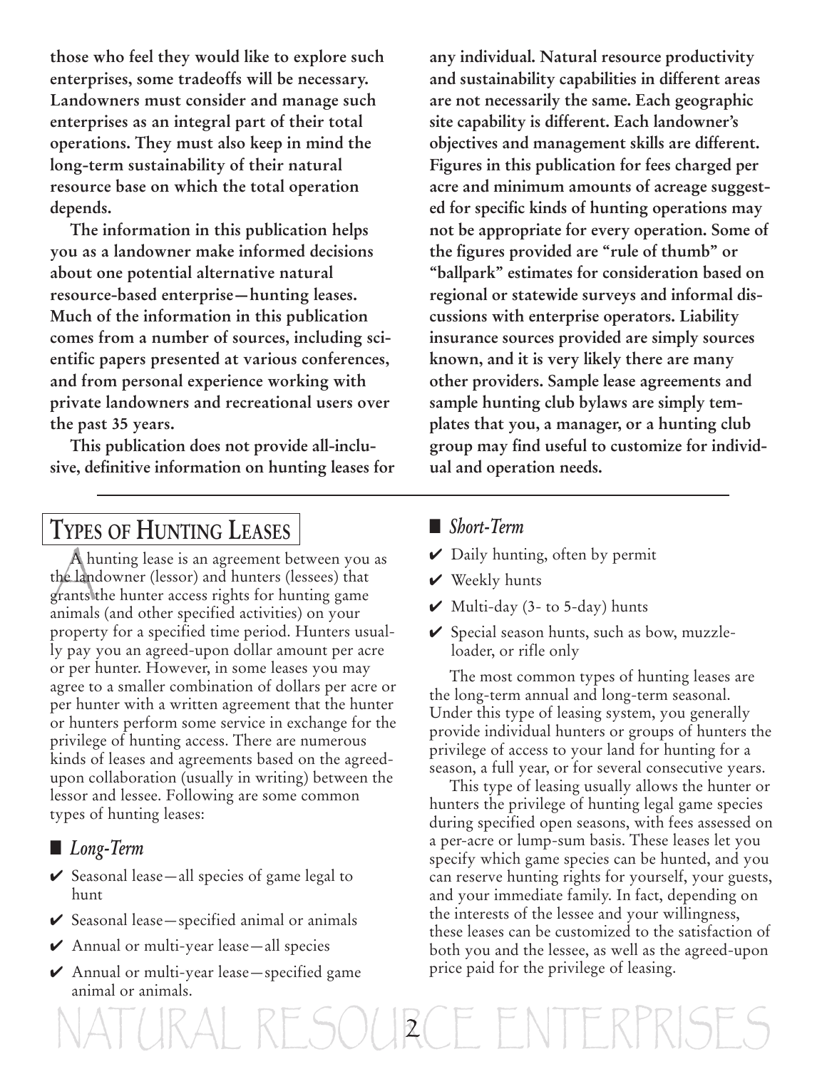**those who feel they would like to explore such enterprises, some tradeoffs will be necessary. Landowners must consider and manage such enterprises as an integral part of their total operations. They must also keep in mind the long-term sustainability of their natural resource base on which the total operation depends.**

**The information in this publication helps you as a landowner make informed decisions about one potential alternative natural resource-based enterprise—hunting leases. Much of the information in this publication comes from a number of sources, including scientific papers presented at various conferences, and from personal experience working with private landowners and recreational users over the past 35 years.**

**This publication does not provide all-inclusive, definitive information on hunting leases for any individual. Natural resource productivity and sustainability capabilities in different areas are not necessarily the same. Each geographic site capability is different. Each landowner's objectives and management skills are different. Figures in this publication for fees charged per acre and minimum amounts of acreage suggested for specific kinds of hunting operations may not be appropriate for every operation. Some of the figures provided are "rule of thumb" or "ballpark" estimates for consideration based on regional or statewide surveys and informal discussions with enterprise operators. Liability insurance sources provided are simply sources known, and it is very likely there are many other providers. Sample lease agreements and sample hunting club bylaws are simply templates that you, a manager, or a hunting club group may find useful to customize for individual and operation needs.**

## Types of Hunting Leases

A hunting lease is an agreement between you as the landowner (lessor) and hunters (lessees) that grants the hunter access rights for hunting game animals (and other specified activities) on your property for a specified time period. Hunters usually pay you an agreed-upon dollar amount per acre or per hunter. However, in some leases you may agree to a smaller combination of dollars per acre or per hunter with a written agreement that the hunter or hunters perform some service in exchange for the privilege of hunting access. There are numerous kinds of leases and agreements based on the agreed-upon collaboration (usually in writing) between the lessor and lessee. Following are some common types of hunting leases:

### *Long-Term*

- ✔ Seasonal lease—all species of game legal to hunt
- ✔ Seasonal lease—specified animal or animals
- ✔ Annual or multi-year lease—all species
- ✔ Annual or multi-year lease—specified game animal or animals.

### *Short-Term*

- ✔ Daily hunting, often by permit
- ✔ Weekly hunts
- ✔ Multi-day (3- to 5-day) hunts
- ✔ Special season hunts, such as bow, muzzle-loader, or rifle only

The most common types of hunting leases are the long-term annual and long-term seasonal. Under this type of leasing system, you generally provide individual hunters or groups of hunters the privilege of access to your land for hunting for a season, a full year, or for several consecutive years.

This type of leasing usually allows the hunter or hunters the privilege of hunting legal game species during specified open seasons, with fees assessed on a per-acre or lump-sum basis. These leases let you specify which game species can be hunted, and you can reserve hunting rights for yourself, your guests, and your immediate family. In fact, depending on the interests of the lessee and your willingness, these leases can be customized to the satisfaction of both you and the lessee, as well as the agreed-upon price paid for the privilege of leasing.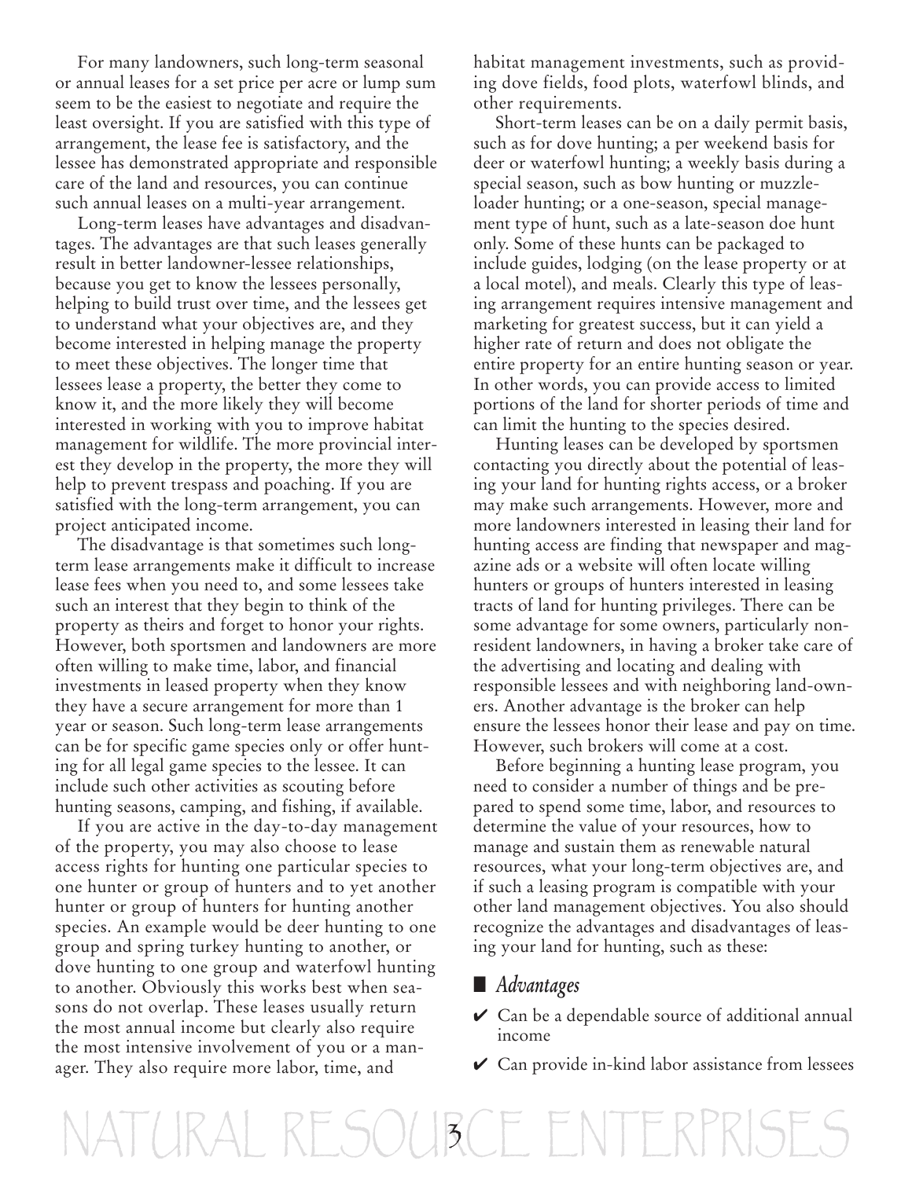For many landowners, such long-term seasonal or annual leases for a set price per acre or lump sum seem to be the easiest to negotiate and require the least oversight. If you are satisfied with this type of arrangement, the lease fee is satisfactory, and the lessee has demonstrated appropriate and responsible care of the land and resources, you can continue such annual leases on a multi-year arrangement.

Long-term leases have advantages and disadvantages. The advantages are that such leases generally result in better landowner-lessee relationships, because you get to know the lessees personally, helping to build trust over time, and the lessees get to understand what your objectives are, and they become interested in helping manage the property to meet these objectives. The longer time that lessees lease a property, the better they come to know it, and the more likely they will become interested in working with you to improve habitat management for wildlife. The more provincial interest they develop in the property, the more they will help to prevent trespass and poaching. If you are satisfied with the long-term arrangement, you can project anticipated income.

The disadvantage is that sometimes such long-term lease arrangements make it difficult to increase lease fees when you need to, and some lessees take such an interest that they begin to think of the property as theirs and forget to honor your rights. However, both sportsmen and landowners are more often willing to make time, labor, and financial investments in leased property when they know they have a secure arrangement for more than 1 year or season. Such long-term lease arrangements can be for specific game species only or offer hunting for all legal game species to the lessee. It can include such other activities as scouting before hunting seasons, camping, and fishing, if available.

If you are active in the day-to-day management of the property, you may also choose to lease access rights for hunting one particular species to one hunter or group of hunters and to yet another hunter or group of hunters for hunting another species. An example would be deer hunting to one group and spring turkey hunting to another, or dove hunting to one group and waterfowl hunting to another. Obviously this works best when seasons do not overlap. These leases usually return the most annual income but clearly also require the most intensive involvement of you or a manager. They also require more labor, time, and habitat management investments, such as providing dove fields, food plots, waterfowl blinds, and other requirements.

Short-term leases can be on a daily permit basis, such as for dove hunting; a per weekend basis for deer or waterfowl hunting; a weekly basis during a special season, such as bow hunting or muzzleloader hunting; or a one-season, special management type of hunt, such as a late-season doe hunt only. Some of these hunts can be packaged to include guides, lodging (on the lease property or at a local motel), and meals. Clearly this type of leasing arrangement requires intensive management and marketing for greatest success, but it can yield a higher rate of return and does not obligate the entire property for an entire hunting season or year. In other words, you can provide access to limited portions of the land for shorter periods of time and can limit the hunting to the species desired.

Hunting leases can be developed by sportsmen contacting you directly about the potential of leasing your land for hunting rights access, or a broker may make such arrangements. However, more and more landowners interested in leasing their land for hunting access are finding that newspaper and magazine ads or a website will often locate willing hunters or groups of hunters interested in leasing tracts of land for hunting privileges. There can be some advantage for some owners, particularly nonresident landowners, in having a broker take care of the advertising and locating and dealing with responsible lessees and with neighboring land-owners. Another advantage is the broker can help ensure the lessees honor their lease and pay on time. However, such brokers will come at a cost.

Before beginning a hunting lease program, you need to consider a number of things and be prepared to spend some time, labor, and resources to determine the value of your resources, how to manage and sustain them as renewable natural resources, what your long-term objectives are, and if such a leasing program is compatible with your other land management objectives. You also should recognize the advantages and disadvantages of leasing your land for hunting, such as these:

## *Advantages*

- ✔ Can be a dependable source of additional annual income
- ✔ Can provide in-kind labor assistance from lessees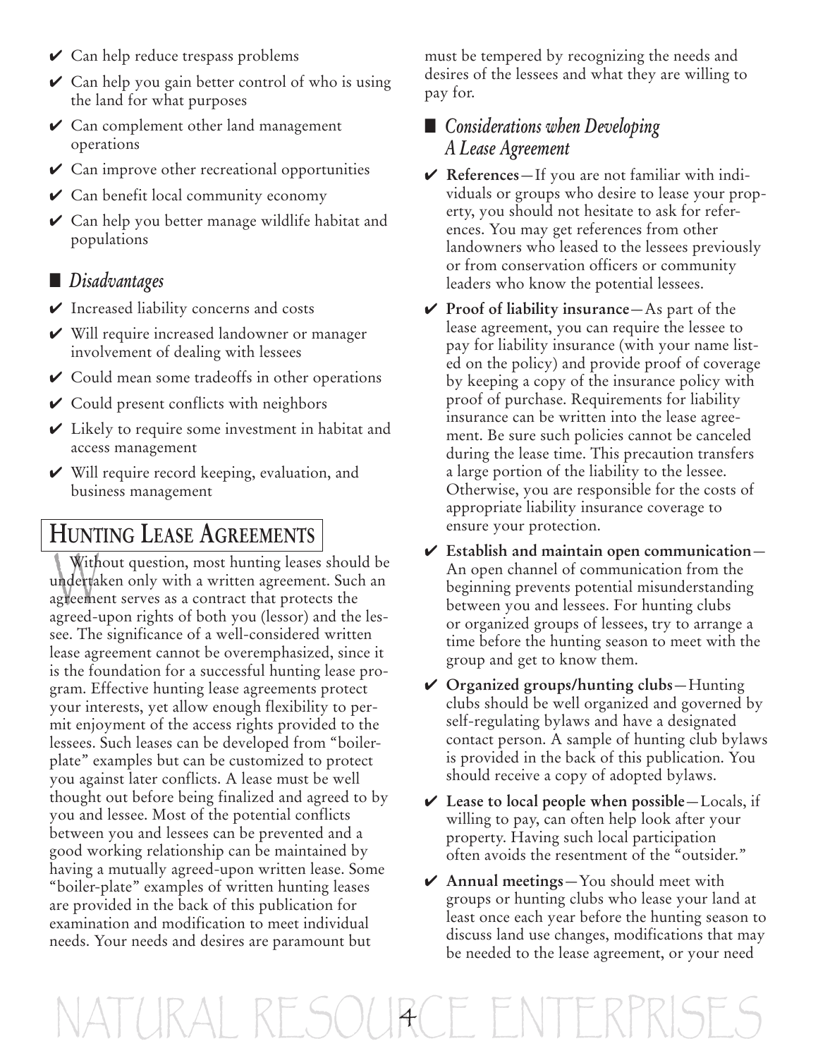- ✔ Can help reduce trespass problems
- ✔ Can help you gain better control of who is using the land for what purposes
- ✔ Can complement other land management operations
- ✔ Can improve other recreational opportunities
- ✔ Can benefit local community economy
- ✔ Can help you better manage wildlife habitat and populations

### *Disadvantages*

- ✔ Increased liability concerns and costs
- ✔ Will require increased landowner or manager involvement of dealing with lessees
- ✔ Could mean some tradeoffs in other operations
- ✔ Could present conflicts with neighbors
- ✔ Likely to require some investment in habitat and access management
- ✔ Will require record keeping, evaluation, and business management

## HUNTING LEASE AGREEMENTS

Without question, most hunting leases should be undertaken only with a written agreement. Such an agreement serves as a contract that protects the agreed-upon rights of both you (lessor) and the lessee. The significance of a well-considered written lease agreement cannot be overemphasized, since it is the foundation for a successful hunting lease program. Effective hunting lease agreements protect your interests, yet allow enough flexibility to permit enjoyment of the access rights provided to the lessees. Such leases can be developed from "boiler-plate" examples but can be customized to protect you against later conflicts. A lease must be well thought out before being finalized and agreed to by you and lessee. Most of the potential conflicts between you and lessees can be prevented and a good working relationship can be maintained by having a mutually agreed-upon written lease. Some "boiler-plate" examples of written hunting leases are provided in the back of this publication for examination and modification to meet individual needs. Your needs and desires are paramount but must be tempered by recognizing the needs and desires of the lessees and what they are willing to pay for.

### *Considerations when Developing A Lease Agreement*

- ✔ **References**—If you are not familiar with individuals or groups who desire to lease your property, you should not hesitate to ask for references. You may get references from other landowners who leased to the lessees previously or from conservation officers or community leaders who know the potential lessees.
- ✔ **Proof of liability insurance**—As part of the lease agreement, you can require the lessee to pay for liability insurance (with your name listed on the policy) and provide proof of coverage by keeping a copy of the insurance policy with proof of purchase. Requirements for liability insurance can be written into the lease agreement. Be sure such policies cannot be canceled during the lease time. This precaution transfers a large portion of the liability to the lessee. Otherwise, you are responsible for the costs of appropriate liability insurance coverage to ensure your protection.
- ✔ **Establish and maintain open communication**—An open channel of communication from the beginning prevents potential misunderstanding between you and lessees. For hunting clubs or organized groups of lessees, try to arrange a time before the hunting season to meet with the group and get to know them.
- ✔ **Organized groups/hunting clubs**—Hunting clubs should be well organized and governed by self-regulating bylaws and have a designated contact person. A sample of hunting club bylaws is provided in the back of this publication. You should receive a copy of adopted bylaws.
- ✔ **Lease to local people when possible**—Locals, if willing to pay, can often help look after your property. Having such local participation often avoids the resentment of the "outsider."
- ✔ **Annual meetings**—You should meet with groups or hunting clubs who lease your land at least once each year before the hunting season to discuss land use changes, modifications that may be needed to the lease agreement, or your need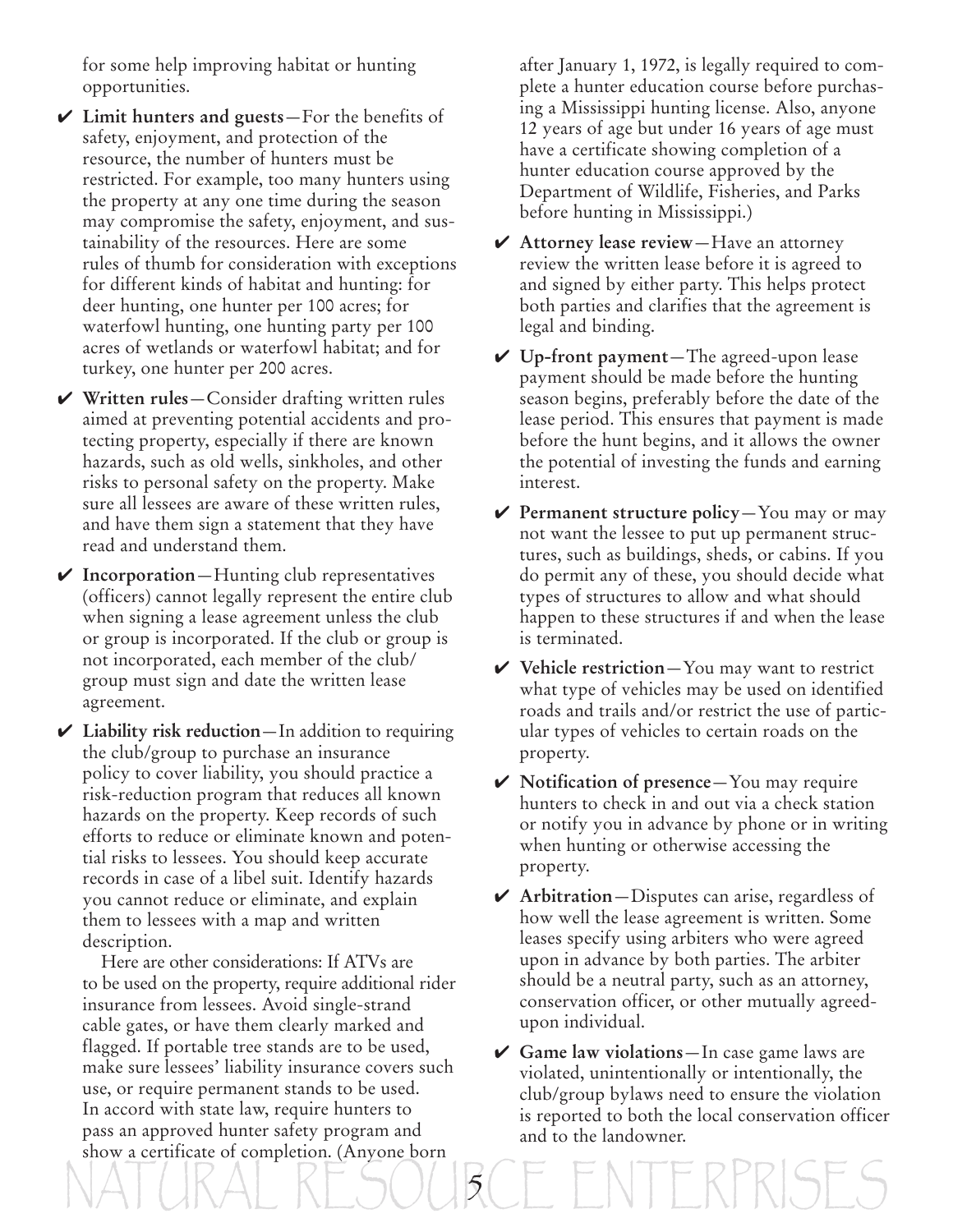for some help improving habitat or hunting opportunities.

- ✔ **Limit hunters and guests**—For the benefits of safety, enjoyment, and protection of the resource, the number of hunters must be restricted. For example, too many hunters using the property at any one time during the season may compromise the safety, enjoyment, and sustainability of the resources. Here are some rules of thumb for consideration with exceptions for different kinds of habitat and hunting: for deer hunting, one hunter per 100 acres; for waterfowl hunting, one hunting party per 100 acres of wetlands or waterfowl habitat; and for turkey, one hunter per 200 acres.
- ✔ **Written rules**—Consider drafting written rules aimed at preventing potential accidents and protecting property, especially if there are known hazards, such as old wells, sinkholes, and other risks to personal safety on the property. Make sure all lessees are aware of these written rules, and have them sign a statement that they have read and understand them.
- ✔ **Incorporation**—Hunting club representatives (officers) cannot legally represent the entire club when signing a lease agreement unless the club or group is incorporated. If the club or group is not incorporated, each member of the club/group must sign and date the written lease agreement.
- ✔ **Liability risk reduction**—In addition to requiring the club/group to purchase an insurance policy to cover liability, you should practice a risk-reduction program that reduces all known hazards on the property. Keep records of such efforts to reduce or eliminate known and potential risks to lessees. You should keep accurate records in case of a libel suit. Identify hazards you cannot reduce or eliminate, and explain them to lessees with a map and written description.

  Here are other considerations: If ATVs are to be used on the property, require additional rider insurance from lessees. Avoid single-strand cable gates, or have them clearly marked and flagged. If portable tree stands are to be used, make sure lessees' liability insurance covers such use, or require permanent stands to be used. In accord with state law, require hunters to pass an approved hunter safety program and show a certificate of completion. (Anyone born after January 1, 1972, is legally required to complete a hunter education course before purchasing a Mississippi hunting license. Also, anyone 12 years of age but under 16 years of age must have a certificate showing completion of a hunter education course approved by the Department of Wildlife, Fisheries, and Parks before hunting in Mississippi.)
- ✔ **Attorney lease review**—Have an attorney review the written lease before it is agreed to and signed by either party. This helps protect both parties and clarifies that the agreement is legal and binding.
- ✔ **Up-front payment**—The agreed-upon lease payment should be made before the hunting season begins, preferably before the date of the lease period. This ensures that payment is made before the hunt begins, and it allows the owner the potential of investing the funds and earning interest.
- ✔ **Permanent structure policy**—You may or may not want the lessee to put up permanent structures, such as buildings, sheds, or cabins. If you do permit any of these, you should decide what types of structures to allow and what should happen to these structures if and when the lease is terminated.
- ✔ **Vehicle restriction**—You may want to restrict what type of vehicles may be used on identified roads and trails and/or restrict the use of particular types of vehicles to certain roads on the property.
- ✔ **Notification of presence**—You may require hunters to check in and out via a check station or notify you in advance by phone or in writing when hunting or otherwise accessing the property.
- ✔ **Arbitration**—Disputes can arise, regardless of how well the lease agreement is written. Some leases specify using arbiters who were agreed upon in advance by both parties. The arbiter should be a neutral party, such as an attorney, conservation officer, or other mutually agreed-upon individual.
- ✔ **Game law violations**—In case game laws are violated, unintentionally or intentionally, the club/group bylaws need to ensure the violation is reported to both the local conservation officer and to the landowner.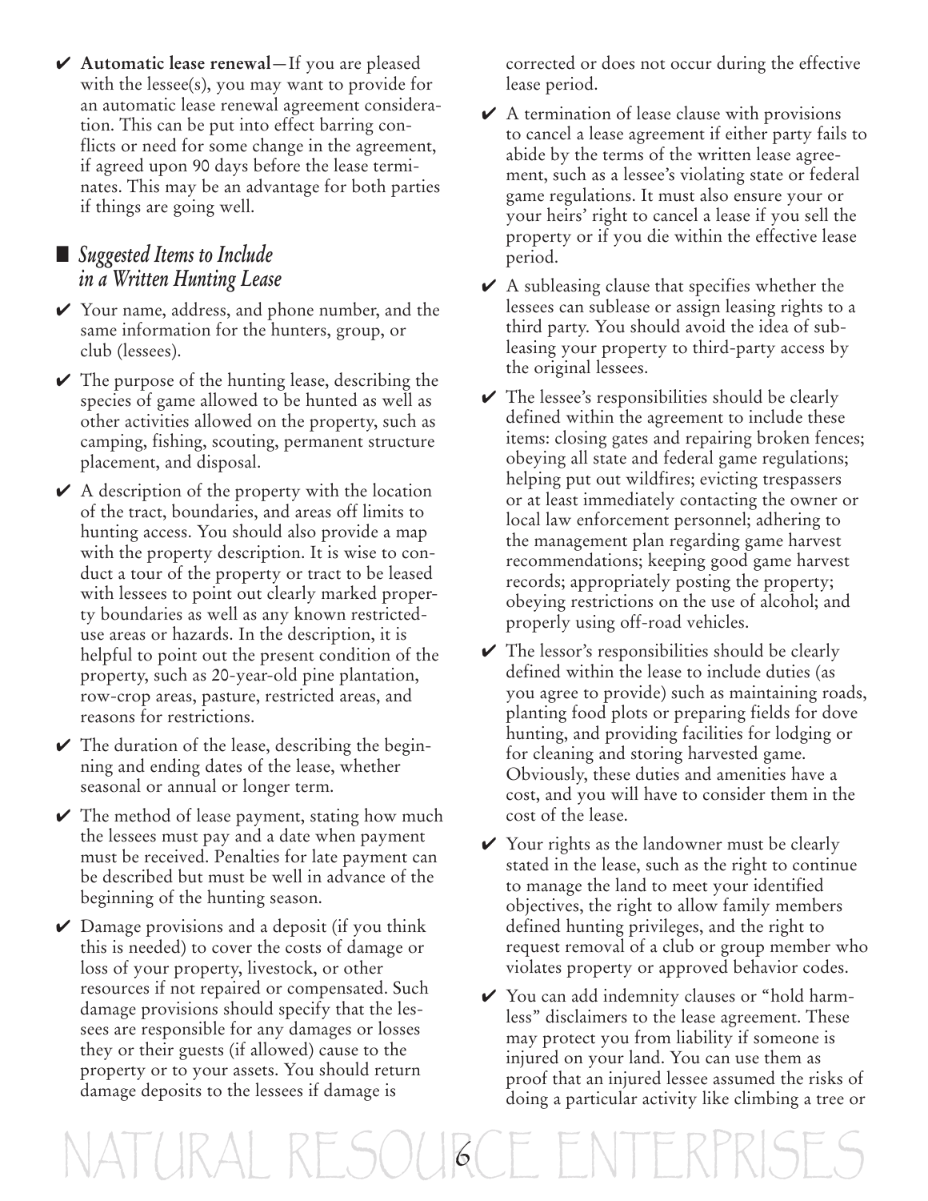- ✔ **Automatic lease renewal**—If you are pleased with the lessee(s), you may want to provide for an automatic lease renewal agreement consideration. This can be put into effect barring conflicts or need for some change in the agreement, if agreed upon 90 days before the lease terminates. This may be an advantage for both parties if things are going well.

## *Suggested Items to Include in a Written Hunting Lease*

- ✔ Your name, address, and phone number, and the same information for the hunters, group, or club (lessees).
- ✔ The purpose of the hunting lease, describing the species of game allowed to be hunted as well as other activities allowed on the property, such as camping, fishing, scouting, permanent structure placement, and disposal.
- ✔ A description of the property with the location of the tract, boundaries, and areas off limits to hunting access. You should also provide a map with the property description. It is wise to conduct a tour of the property or tract to be leased with lessees to point out clearly marked property boundaries as well as any known restricted-use areas or hazards. In the description, it is helpful to point out the present condition of the property, such as 20-year-old pine plantation, row-crop areas, pasture, restricted areas, and reasons for restrictions.
- ✔ The duration of the lease, describing the beginning and ending dates of the lease, whether seasonal or annual or longer term.
- ✔ The method of lease payment, stating how much the lessees must pay and a date when payment must be received. Penalties for late payment can be described but must be well in advance of the beginning of the hunting season.
- ✔ Damage provisions and a deposit (if you think this is needed) to cover the costs of damage or loss of your property, livestock, or other resources if not repaired or compensated. Such damage provisions should specify that the lessees are responsible for any damages or losses they or their guests (if allowed) cause to the property or to your assets. You should return damage deposits to the lessees if damage is corrected or does not occur during the effective lease period.
- ✔ A termination of lease clause with provisions to cancel a lease agreement if either party fails to abide by the terms of the written lease agreement, such as a lessee's violating state or federal game regulations. It must also ensure your or your heirs' right to cancel a lease if you sell the property or if you die within the effective lease period.
- ✔ A subleasing clause that specifies whether the lessees can sublease or assign leasing rights to a third party. You should avoid the idea of subleasing your property to third-party access by the original lessees.
- ✔ The lessee's responsibilities should be clearly defined within the agreement to include these items: closing gates and repairing broken fences; obeying all state and federal game regulations; helping put out wildfires; evicting trespassers or at least immediately contacting the owner or local law enforcement personnel; adhering to the management plan regarding game harvest recommendations; keeping good game harvest records; appropriately posting the property; obeying restrictions on the use of alcohol; and properly using off-road vehicles.
- ✔ The lessor's responsibilities should be clearly defined within the lease to include duties (as you agree to provide) such as maintaining roads, planting food plots or preparing fields for dove hunting, and providing facilities for lodging or for cleaning and storing harvested game. Obviously, these duties and amenities have a cost, and you will have to consider them in the cost of the lease.
- ✔ Your rights as the landowner must be clearly stated in the lease, such as the right to continue to manage the land to meet your identified objectives, the right to allow family members defined hunting privileges, and the right to request removal of a club or group member who violates property or approved behavior codes.
- ✔ You can add indemnity clauses or "hold harmless" disclaimers to the lease agreement. These may protect you from liability if someone is injured on your land. You can use them as proof that an injured lessee assumed the risks of doing a particular activity like climbing a tree or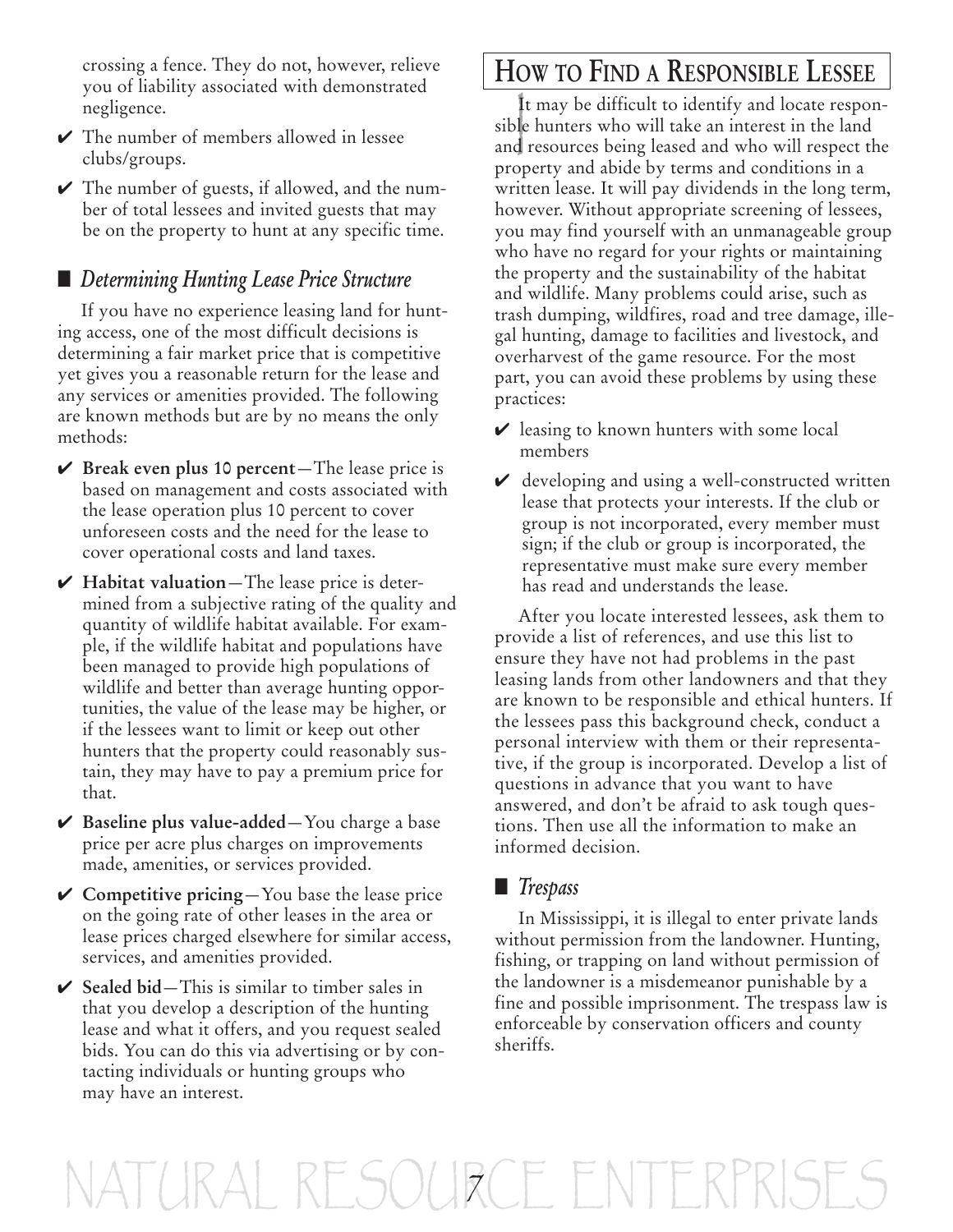crossing a fence. They do not, however, relieve you of liability associated with demonstrated negligence.

- ✔ The number of members allowed in lessee clubs/groups.
- ✔ The number of guests, if allowed, and the number of total lessees and invited guests that may be on the property to hunt at any specific time.

### *Determining Hunting Lease Price Structure*

If you have no experience leasing land for hunting access, one of the most difficult decisions is determining a fair market price that is competitive yet gives you a reasonable return for the lease and any services or amenities provided. The following are known methods but are by no means the only methods:

- ✔ **Break even plus 10 percent**—The lease price is based on management and costs associated with the lease operation plus 10 percent to cover unforeseen costs and the need for the lease to cover operational costs and land taxes.
- ✔ **Habitat valuation**—The lease price is determined from a subjective rating of the quality and quantity of wildlife habitat available. For example, if the wildlife habitat and populations have been managed to provide high populations of wildlife and better than average hunting opportunities, the value of the lease may be higher, or if the lessees want to limit or keep out other hunters that the property could reasonably sustain, they may have to pay a premium price for that.
- ✔ **Baseline plus value-added**—You charge a base price per acre plus charges on improvements made, amenities, or services provided.
- ✔ **Competitive pricing**—You base the lease price on the going rate of other leases in the area or lease prices charged elsewhere for similar access, services, and amenities provided.
- ✔ **Sealed bid**—This is similar to timber sales in that you develop a description of the hunting lease and what it offers, and you request sealed bids. You can do this via advertising or by contacting individuals or hunting groups who may have an interest.

## How to Find a Responsible Lessee

It may be difficult to identify and locate responsible hunters who will take an interest in the land and resources being leased and who will respect the property and abide by terms and conditions in a written lease. It will pay dividends in the long term, however. Without appropriate screening of lessees, you may find yourself with an unmanageable group who have no regard for your rights or maintaining the property and the sustainability of the habitat and wildlife. Many problems could arise, such as trash dumping, wildfires, road and tree damage, illegal hunting, damage to facilities and livestock, and overharvest of the game resource. For the most part, you can avoid these problems by using these practices:

- ✔ leasing to known hunters with some local members
- ✔ developing and using a well-constructed written lease that protects your interests. If the club or group is not incorporated, every member must sign; if the club or group is incorporated, the representative must make sure every member has read and understands the lease.

After you locate interested lessees, ask them to provide a list of references, and use this list to ensure they have not had problems in the past leasing lands from other landowners and that they are known to be responsible and ethical hunters. If the lessees pass this background check, conduct a personal interview with them or their representative, if the group is incorporated. Develop a list of questions in advance that you want to have answered, and don't be afraid to ask tough questions. Then use all the information to make an informed decision.

### *Trespass*

In Mississippi, it is illegal to enter private lands without permission from the landowner. Hunting, fishing, or trapping on land without permission of the landowner is a misdemeanor punishable by a fine and possible imprisonment. The trespass law is enforceable by conservation officers and county sheriffs.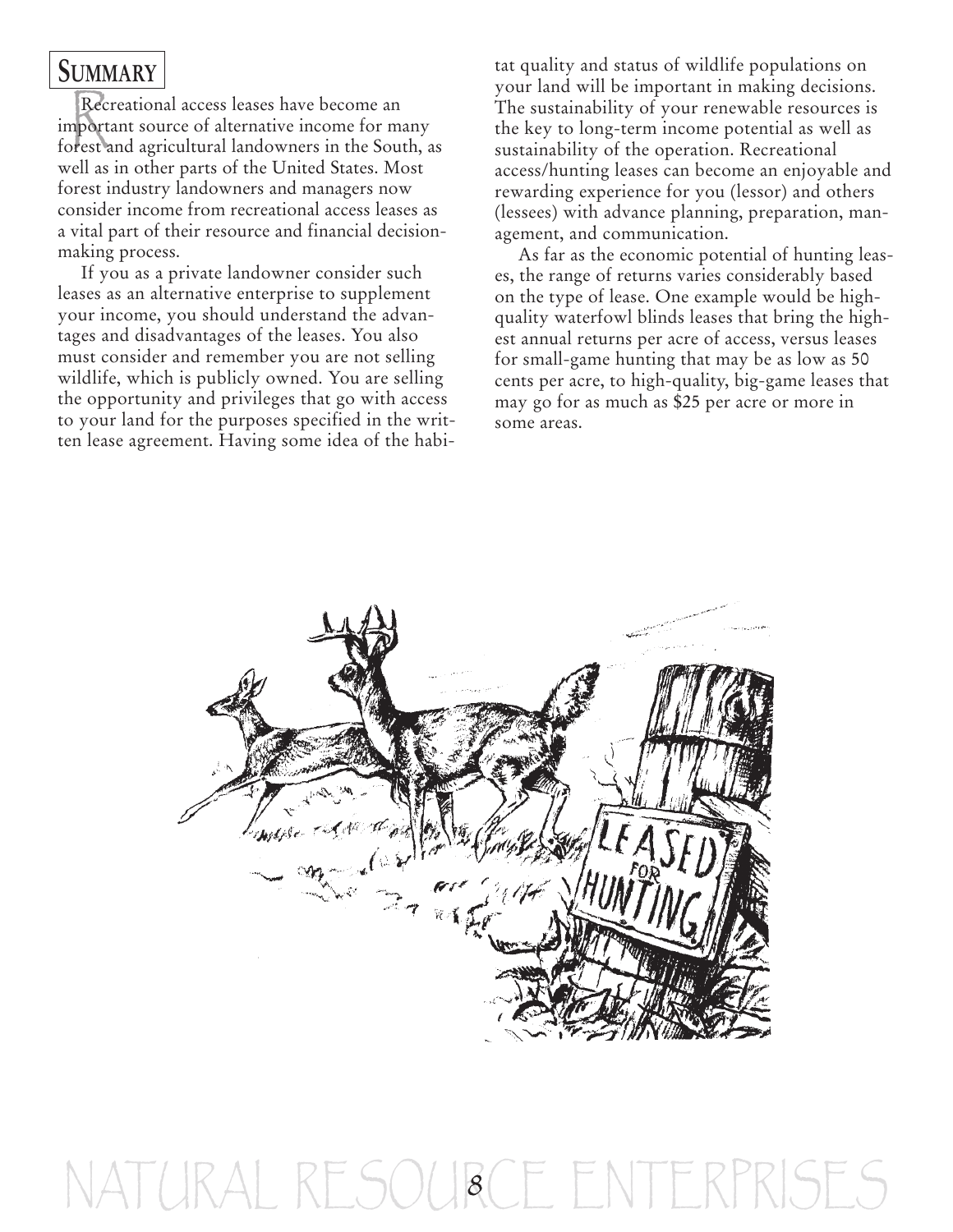## Summary

Recreational access leases have become an important source of alternative income for many forest and agricultural landowners in the South, as well as in other parts of the United States. Most forest industry landowners and managers now consider income from recreational access leases as a vital part of their resource and financial decision-making process.

If you as a private landowner consider such leases as an alternative enterprise to supplement your income, you should understand the advantages and disadvantages of the leases. You also must consider and remember you are not selling wildlife, which is publicly owned. You are selling the opportunity and privileges that go with access to your land for the purposes specified in the written lease agreement. Having some idea of the habitat quality and status of wildlife populations on your land will be important in making decisions. The sustainability of your renewable resources is the key to long-term income potential as well as sustainability of the operation. Recreational access/hunting leases can become an enjoyable and rewarding experience for you (lessor) and others (lessees) with advance planning, preparation, management, and communication.

As far as the economic potential of hunting leases, the range of returns varies considerably based on the type of lease. One example would be high-quality waterfowl blinds leases that bring the highest annual returns per acre of access, versus leases for small-game hunting that may be as low as 50 cents per acre, to high-quality, big-game leases that may go for as much as $25 per acre or more in some areas.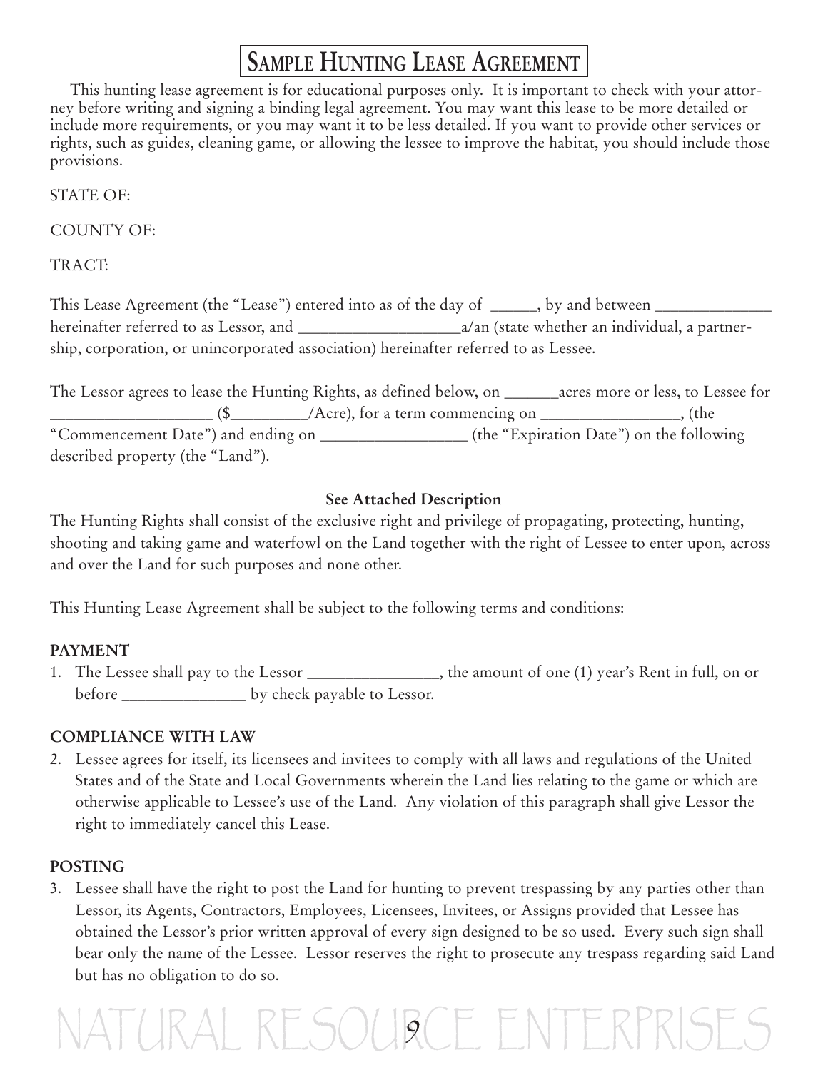# Sample Hunting Lease Agreement

This hunting lease agreement is for educational purposes only. It is important to check with your attorney before writing and signing a binding legal agreement. You may want this lease to be more detailed or include more requirements, or you may want it to be less detailed. If you want to provide other services or rights, such as guides, cleaning game, or allowing the lessee to improve the habitat, you should include those provisions.

STATE OF:

COUNTY OF:

TRACT:

This Lease Agreement (the "Lease") entered into as of the day of _____, by and between _____________ hereinafter referred to as Lessor, and ___________________a/an (state whether an individual, a partnership, corporation, or unincorporated association) hereinafter referred to as Lessee.

The Lessor agrees to lease the Hunting Rights, as defined below, on ______acres more or less, to Lessee for ___________________ ($_________/Acre), for a term commencing on ________________, (the "Commencement Date") and ending on _________________ (the "Expiration Date") on the following described property (the "Land").

**See Attached Description**

The Hunting Rights shall consist of the exclusive right and privilege of propagating, protecting, hunting, shooting and taking game and waterfowl on the Land together with the right of Lessee to enter upon, across and over the Land for such purposes and none other.

This Hunting Lease Agreement shall be subject to the following terms and conditions:

**PAYMENT**

1. The Lessee shall pay to the Lessor _______________, the amount of one (1) year's Rent in full, on or before ______________ by check payable to Lessor.

**COMPLIANCE WITH LAW**

2. Lessee agrees for itself, its licensees and invitees to comply with all laws and regulations of the United States and of the State and Local Governments wherein the Land lies relating to the game or which are otherwise applicable to Lessee's use of the Land. Any violation of this paragraph shall give Lessor the right to immediately cancel this Lease.

**POSTING**

3. Lessee shall have the right to post the Land for hunting to prevent trespassing by any parties other than Lessor, its Agents, Contractors, Employees, Licensees, Invitees, or Assigns provided that Lessee has obtained the Lessor's prior written approval of every sign designed to be so used. Every such sign shall bear only the name of the Lessee. Lessor reserves the right to prosecute any trespass regarding said Land but has no obligation to do so.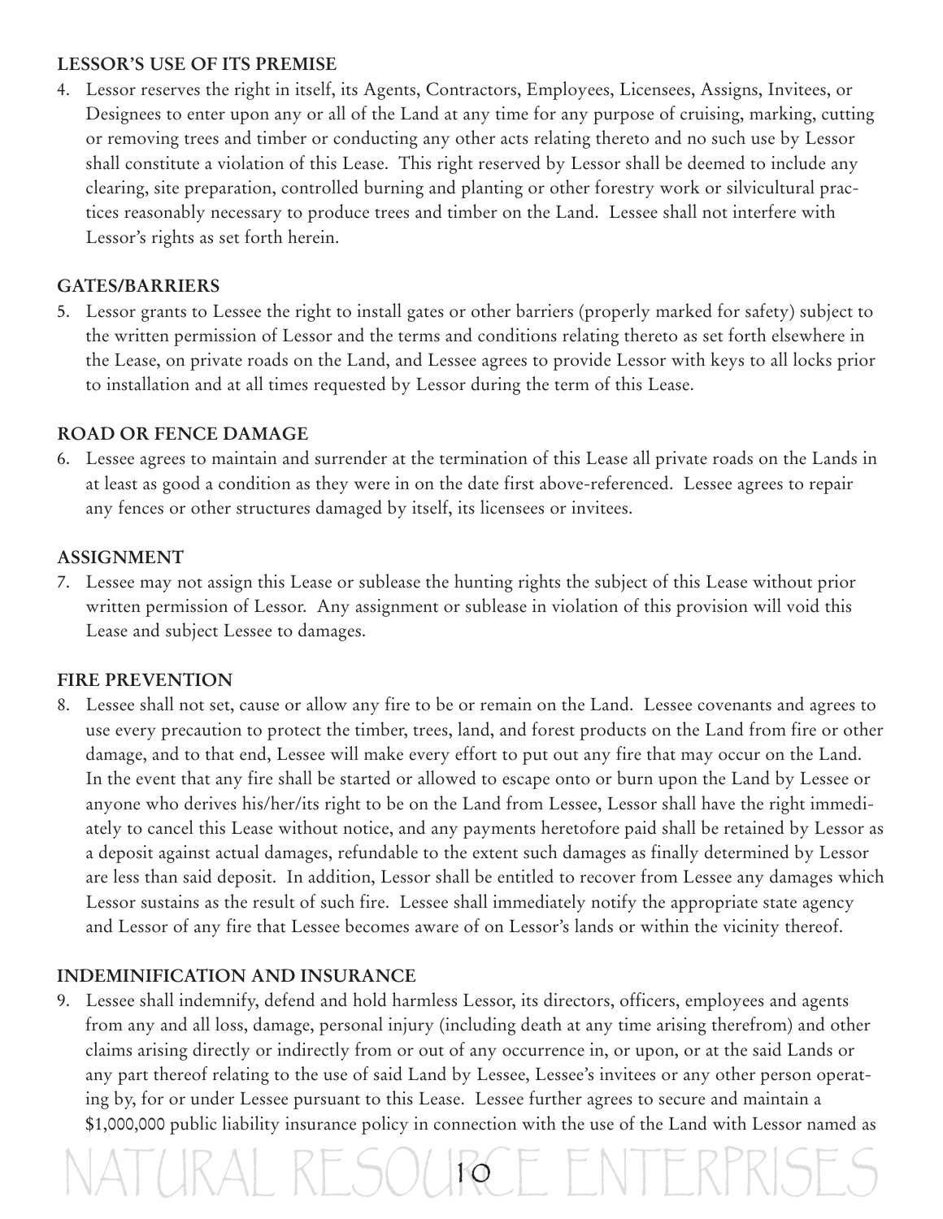**LESSOR'S USE OF ITS PREMISE**

4. Lessor reserves the right in itself, its Agents, Contractors, Employees, Licensees, Assigns, Invitees, or Designees to enter upon any or all of the Land at any time for any purpose of cruising, marking, cutting or removing trees and timber or conducting any other acts relating thereto and no such use by Lessor shall constitute a violation of this Lease. This right reserved by Lessor shall be deemed to include any clearing, site preparation, controlled burning and planting or other forestry work or silvicultural practices reasonably necessary to produce trees and timber on the Land. Lessee shall not interfere with Lessor's rights as set forth herein.

**GATES/BARRIERS**

5. Lessor grants to Lessee the right to install gates or other barriers (properly marked for safety) subject to the written permission of Lessor and the terms and conditions relating thereto as set forth elsewhere in the Lease, on private roads on the Land, and Lessee agrees to provide Lessor with keys to all locks prior to installation and at all times requested by Lessor during the term of this Lease.

**ROAD OR FENCE DAMAGE**

6. Lessee agrees to maintain and surrender at the termination of this Lease all private roads on the Lands in at least as good a condition as they were in on the date first above-referenced. Lessee agrees to repair any fences or other structures damaged by itself, its licensees or invitees.

**ASSIGNMENT**

7. Lessee may not assign this Lease or sublease the hunting rights the subject of this Lease without prior written permission of Lessor. Any assignment or sublease in violation of this provision will void this Lease and subject Lessee to damages.

**FIRE PREVENTION**

8. Lessee shall not set, cause or allow any fire to be or remain on the Land. Lessee covenants and agrees to use every precaution to protect the timber, trees, land, and forest products on the Land from fire or other damage, and to that end, Lessee will make every effort to put out any fire that may occur on the Land. In the event that any fire shall be started or allowed to escape onto or burn upon the Land by Lessee or anyone who derives his/her/its right to be on the Land from Lessee, Lessor shall have the right immediately to cancel this Lease without notice, and any payments heretofore paid shall be retained by Lessor as a deposit against actual damages, refundable to the extent such damages as finally determined by Lessor are less than said deposit. In addition, Lessor shall be entitled to recover from Lessee any damages which Lessor sustains as the result of such fire. Lessee shall immediately notify the appropriate state agency and Lessor of any fire that Lessee becomes aware of on Lessor's lands or within the vicinity thereof.

**INDEMINIFICATION AND INSURANCE**

9. Lessee shall indemnify, defend and hold harmless Lessor, its directors, officers, employees and agents from any and all loss, damage, personal injury (including death at any time arising therefrom) and other claims arising directly or indirectly from or out of any occurrence in, or upon, or at the said Lands or any part thereof relating to the use of said Land by Lessee, Lessee's invitees or any other person operating by, for or under Lessee pursuant to this Lease. Lessee further agrees to secure and maintain a $1,000,000 public liability insurance policy in connection with the use of the Land with Lessor named as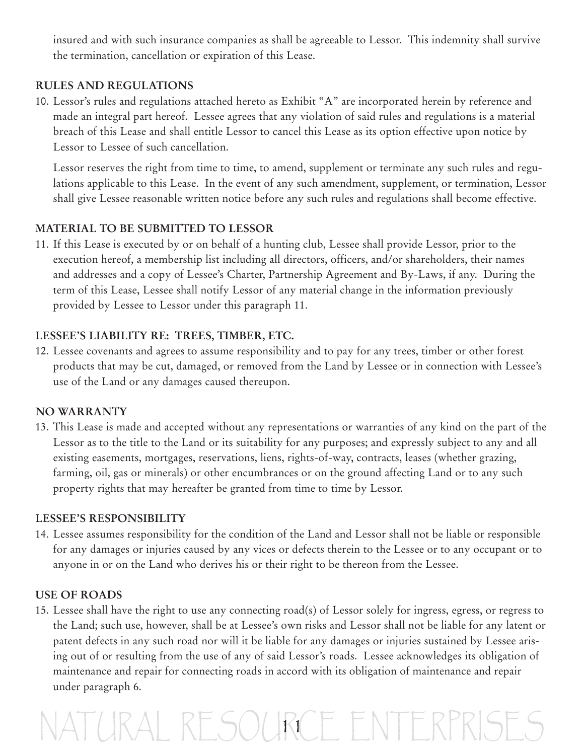insured and with such insurance companies as shall be agreeable to Lessor. This indemnity shall survive the termination, cancellation or expiration of this Lease.

**RULES AND REGULATIONS**

10. Lessor's rules and regulations attached hereto as Exhibit "A" are incorporated herein by reference and made an integral part hereof. Lessee agrees that any violation of said rules and regulations is a material breach of this Lease and shall entitle Lessor to cancel this Lease as its option effective upon notice by Lessor to Lessee of such cancellation.

    Lessor reserves the right from time to time, to amend, supplement or terminate any such rules and regulations applicable to this Lease. In the event of any such amendment, supplement, or termination, Lessor shall give Lessee reasonable written notice before any such rules and regulations shall become effective.

**MATERIAL TO BE SUBMITTED TO LESSOR**

11. If this Lease is executed by or on behalf of a hunting club, Lessee shall provide Lessor, prior to the execution hereof, a membership list including all directors, officers, and/or shareholders, their names and addresses and a copy of Lessee's Charter, Partnership Agreement and By-Laws, if any. During the term of this Lease, Lessee shall notify Lessor of any material change in the information previously provided by Lessee to Lessor under this paragraph 11.

**LESSEE'S LIABILITY RE: TREES, TIMBER, ETC.**

12. Lessee covenants and agrees to assume responsibility and to pay for any trees, timber or other forest products that may be cut, damaged, or removed from the Land by Lessee or in connection with Lessee's use of the Land or any damages caused thereupon.

**NO WARRANTY**

13. This Lease is made and accepted without any representations or warranties of any kind on the part of the Lessor as to the title to the Land or its suitability for any purposes; and expressly subject to any and all existing easements, mortgages, reservations, liens, rights-of-way, contracts, leases (whether grazing, farming, oil, gas or minerals) or other encumbrances or on the ground affecting Land or to any such property rights that may hereafter be granted from time to time by Lessor.

**LESSEE'S RESPONSIBILITY**

14. Lessee assumes responsibility for the condition of the Land and Lessor shall not be liable or responsible for any damages or injuries caused by any vices or defects therein to the Lessee or to any occupant or to anyone in or on the Land who derives his or their right to be thereon from the Lessee.

**USE OF ROADS**

15. Lessee shall have the right to use any connecting road(s) of Lessor solely for ingress, egress, or regress to the Land; such use, however, shall be at Lessee's own risks and Lessor shall not be liable for any latent or patent defects in any such road nor will it be liable for any damages or injuries sustained by Lessee arising out of or resulting from the use of any of said Lessor's roads. Lessee acknowledges its obligation of maintenance and repair for connecting roads in accord with its obligation of maintenance and repair under paragraph 6.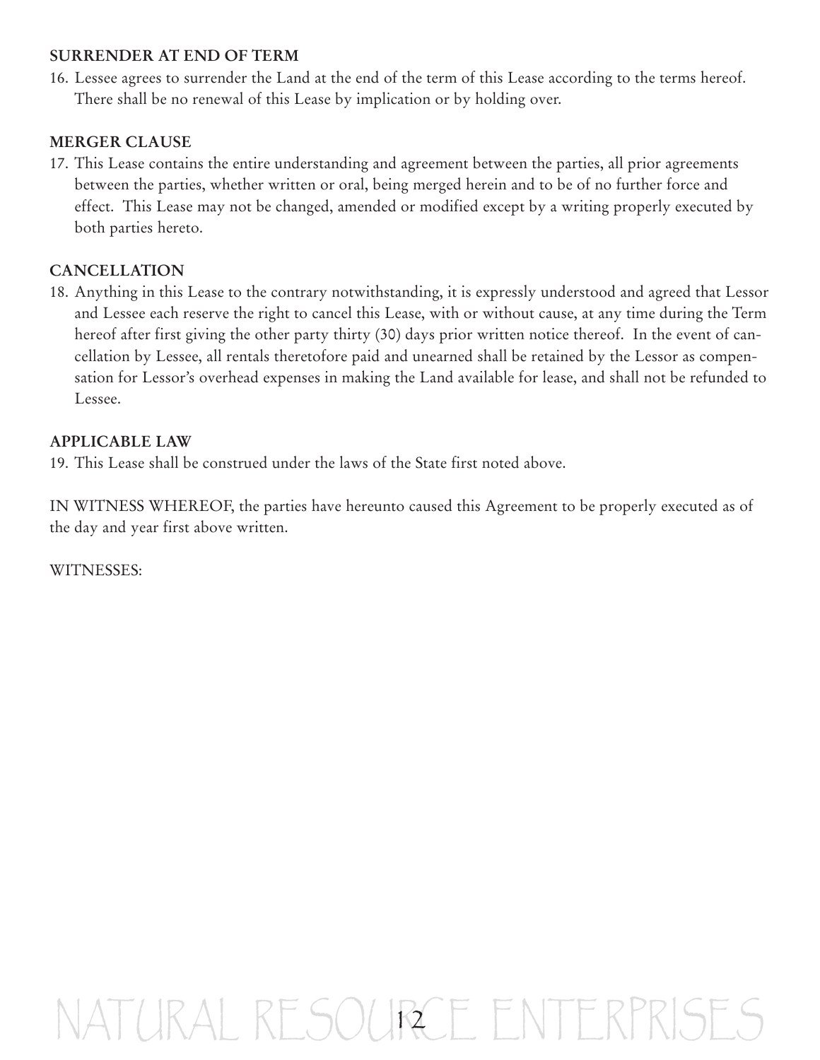**SURRENDER AT END OF TERM**

16. Lessee agrees to surrender the Land at the end of the term of this Lease according to the terms hereof. There shall be no renewal of this Lease by implication or by holding over.

**MERGER CLAUSE**

17. This Lease contains the entire understanding and agreement between the parties, all prior agreements between the parties, whether written or oral, being merged herein and to be of no further force and effect. This Lease may not be changed, amended or modified except by a writing properly executed by both parties hereto.

**CANCELLATION**

18. Anything in this Lease to the contrary notwithstanding, it is expressly understood and agreed that Lessor and Lessee each reserve the right to cancel this Lease, with or without cause, at any time during the Term hereof after first giving the other party thirty (30) days prior written notice thereof. In the event of cancellation by Lessee, all rentals theretofore paid and unearned shall be retained by the Lessor as compensation for Lessor's overhead expenses in making the Land available for lease, and shall not be refunded to Lessee.

**APPLICABLE LAW**

19. This Lease shall be construed under the laws of the State first noted above.

IN WITNESS WHEREOF, the parties have hereunto caused this Agreement to be properly executed as of the day and year first above written.

WITNESSES: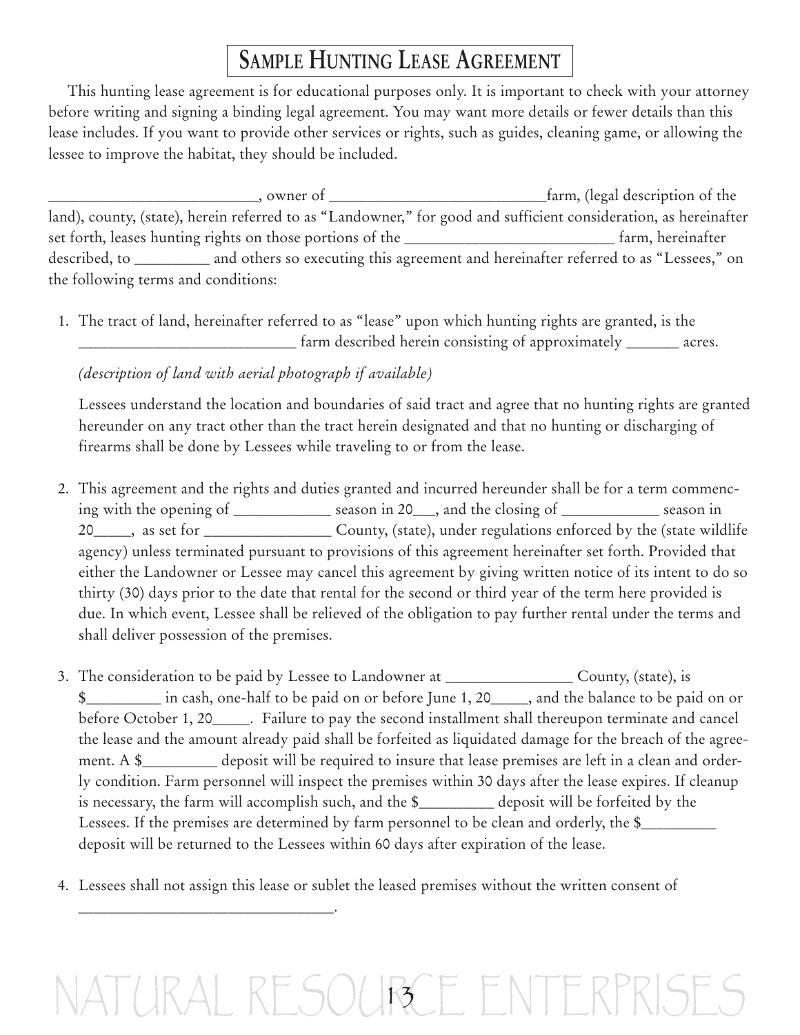# Sample Hunting Lease Agreement

This hunting lease agreement is for educational purposes only. It is important to check with your attorney before writing and signing a binding legal agreement. You may want more details or fewer details than this lease includes. If you want to provide other services or rights, such as guides, cleaning game, or allowing the lessee to improve the habitat, they should be included.

__________________________, owner of ___________________________farm, (legal description of the land), county, (state), herein referred to as "Landowner," for good and sufficient consideration, as hereinafter set forth, leases hunting rights on those portions of the __________________________ farm, hereinafter described, to _________ and others so executing this agreement and hereinafter referred to as "Lessees," on the following terms and conditions:

1. The tract of land, hereinafter referred to as "lease" upon which hunting rights are granted, is the ___________________________ farm described herein consisting of approximately ______ acres.

   *(description of land with aerial photograph if available)*

   Lessees understand the location and boundaries of said tract and agree that no hunting rights are granted hereunder on any tract other than the tract herein designated and that no hunting or discharging of firearms shall be done by Lessees while traveling to or from the lease.

2. This agreement and the rights and duties granted and incurred hereunder shall be for a term commencing with the opening of ____________ season in 20___, and the closing of ____________ season in 20_____, as set for ________________ County, (state), under regulations enforced by the (state wildlife agency) unless terminated pursuant to provisions of this agreement hereinafter set forth. Provided that either the Landowner or Lessee may cancel this agreement by giving written notice of its intent to do so thirty (30) days prior to the date that rental for the second or third year of the term here provided is due. In which event, Lessee shall be relieved of the obligation to pay further rental under the terms and shall deliver possession of the premises.

3. The consideration to be paid by Lessee to Landowner at ________________ County, (state), is $_________ in cash, one-half to be paid on or before June 1, 20_____, and the balance to be paid on or before October 1, 20_____. Failure to pay the second installment shall thereupon terminate and cancel the lease and the amount already paid shall be forfeited as liquidated damage for the breach of the agreement. A $_________ deposit will be required to insure that lease premises are left in a clean and orderly condition. Farm personnel will inspect the premises within 30 days after the lease expires. If cleanup is necessary, the farm will accomplish such, and the $_________ deposit will be forfeited by the Lessees. If the premises are determined by farm personnel to be clean and orderly, the $_________ deposit will be returned to the Lessees within 60 days after expiration of the lease.

4. Lessees shall not assign this lease or sublet the leased premises without the written consent of ________________________________.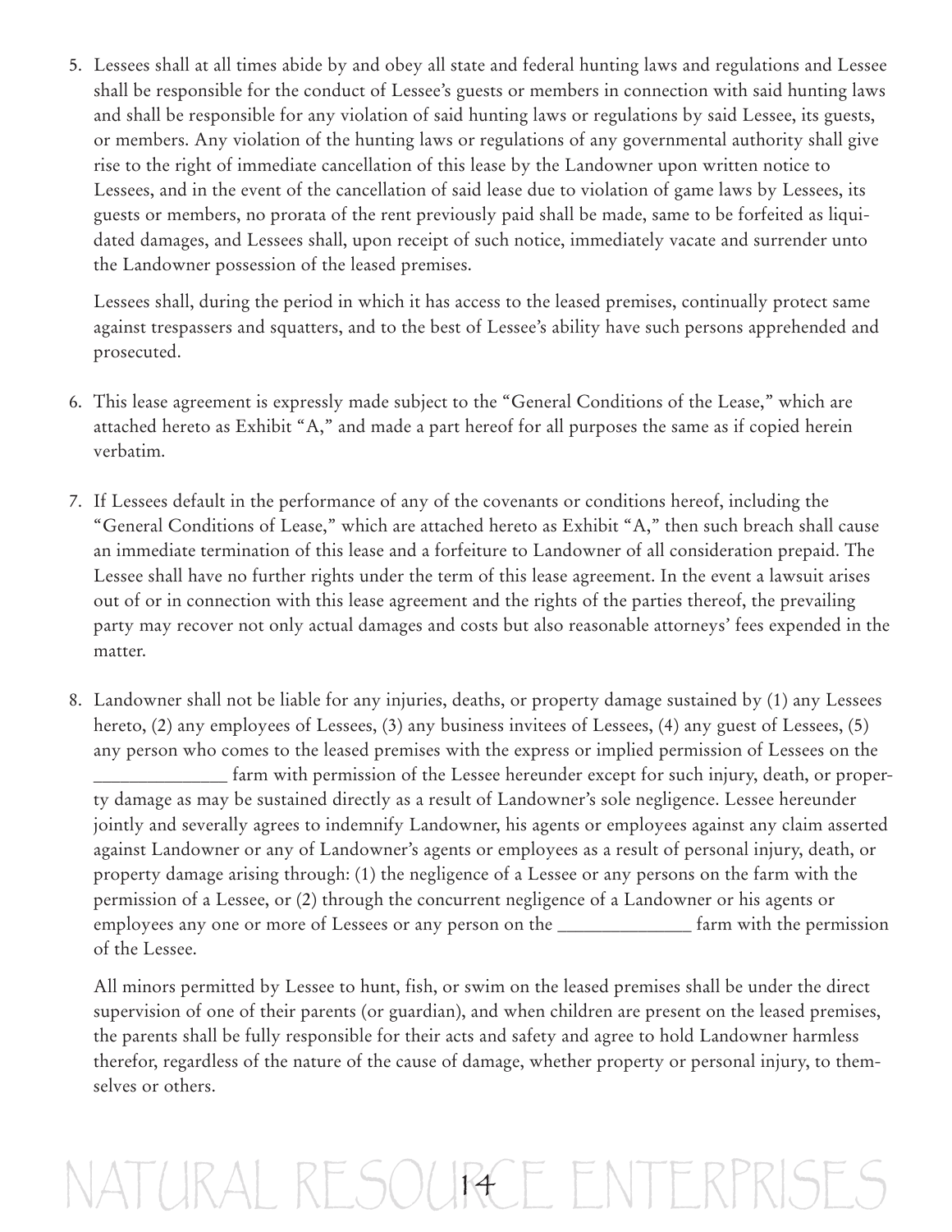5. Lessees shall at all times abide by and obey all state and federal hunting laws and regulations and Lessee shall be responsible for the conduct of Lessee's guests or members in connection with said hunting laws and shall be responsible for any violation of said hunting laws or regulations by said Lessee, its guests, or members. Any violation of the hunting laws or regulations of any governmental authority shall give rise to the right of immediate cancellation of this lease by the Landowner upon written notice to Lessees, and in the event of the cancellation of said lease due to violation of game laws by Lessees, its guests or members, no prorata of the rent previously paid shall be made, same to be forfeited as liquidated damages, and Lessees shall, upon receipt of such notice, immediately vacate and surrender unto the Landowner possession of the leased premises.

   Lessees shall, during the period in which it has access to the leased premises, continually protect same against trespassers and squatters, and to the best of Lessee's ability have such persons apprehended and prosecuted.

6. This lease agreement is expressly made subject to the "General Conditions of the Lease," which are attached hereto as Exhibit "A," and made a part hereof for all purposes the same as if copied herein verbatim.

7. If Lessees default in the performance of any of the covenants or conditions hereof, including the "General Conditions of Lease," which are attached hereto as Exhibit "A," then such breach shall cause an immediate termination of this lease and a forfeiture to Landowner of all consideration prepaid. The Lessee shall have no further rights under the term of this lease agreement. In the event a lawsuit arises out of or in connection with this lease agreement and the rights of the parties thereof, the prevailing party may recover not only actual damages and costs but also reasonable attorneys' fees expended in the matter.

8. Landowner shall not be liable for any injuries, deaths, or property damage sustained by (1) any Lessees hereto, (2) any employees of Lessees, (3) any business invitees of Lessees, (4) any guest of Lessees, (5) any person who comes to the leased premises with the express or implied permission of Lessees on the ______________ farm with permission of the Lessee hereunder except for such injury, death, or property damage as may be sustained directly as a result of Landowner's sole negligence. Lessee hereunder jointly and severally agrees to indemnify Landowner, his agents or employees against any claim asserted against Landowner or any of Landowner's agents or employees as a result of personal injury, death, or property damage arising through: (1) the negligence of a Lessee or any persons on the farm with the permission of a Lessee, or (2) through the concurrent negligence of a Landowner or his agents or employees any one or more of Lessees or any person on the ______________ farm with the permission of the Lessee.

   All minors permitted by Lessee to hunt, fish, or swim on the leased premises shall be under the direct supervision of one of their parents (or guardian), and when children are present on the leased premises, the parents shall be fully responsible for their acts and safety and agree to hold Landowner harmless therefor, regardless of the nature of the cause of damage, whether property or personal injury, to themselves or others.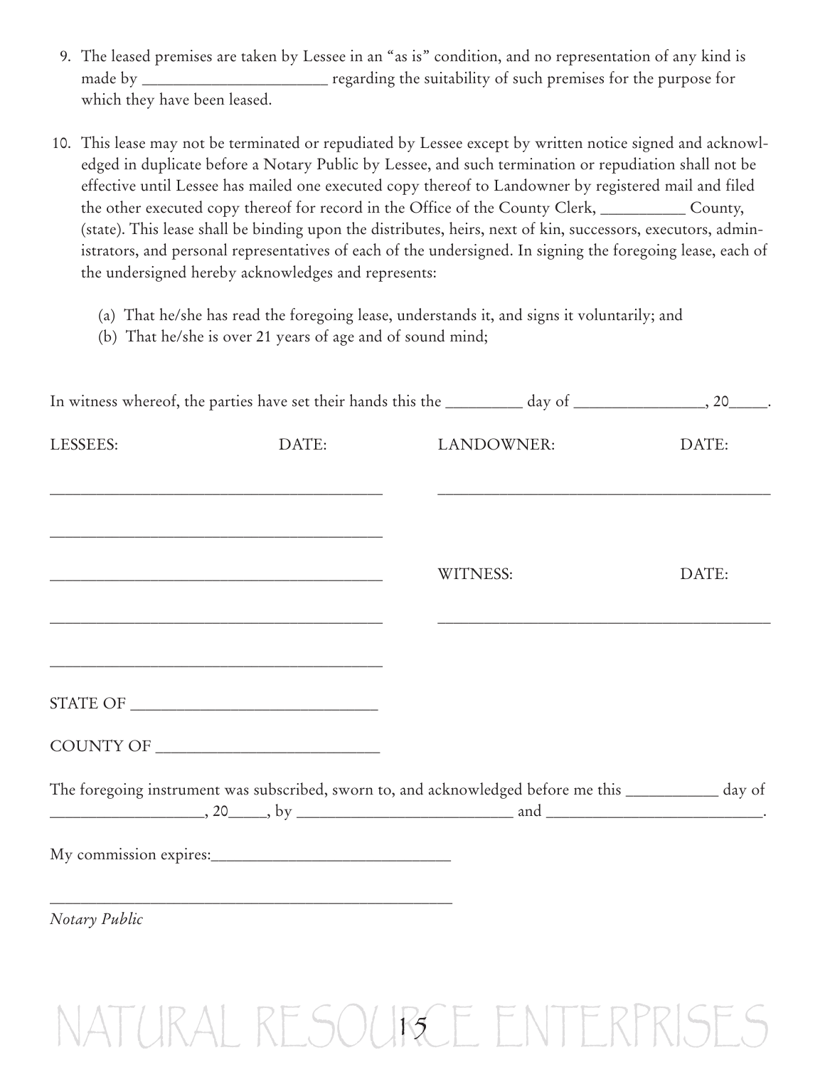9. The leased premises are taken by Lessee in an "as is" condition, and no representation of any kind is made by ______________________ regarding the suitability of such premises for the purpose for which they have been leased.

10. This lease may not be terminated or repudiated by Lessee except by written notice signed and acknowledged in duplicate before a Notary Public by Lessee, and such termination or repudiation shall not be effective until Lessee has mailed one executed copy thereof to Landowner by registered mail and filed the other executed copy thereof for record in the Office of the County Clerk, __________ County, (state). This lease shall be binding upon the distributes, heirs, next of kin, successors, executors, administrators, and personal representatives of each of the undersigned. In signing the foregoing lease, each of the undersigned hereby acknowledges and represents:

    (a) That he/she has read the foregoing lease, understands it, and signs it voluntarily; and
    (b) That he/she is over 21 years of age and of sound mind;

In witness whereof, the parties have set their hands this the _________ day of ________________, 20_____.

LESSEES: DATE: LANDOWNER: DATE:

________________________________________ ________________________________________

________________________________________

________________________________________ WITNESS: DATE:

________________________________________ ________________________________________

________________________________________

STATE OF ____________________________

COUNTY OF __________________________

The foregoing instrument was subscribed, sworn to, and acknowledged before me this ___________ day of __________________, 20_____, by __________________________ and __________________________.

My commission expires:____________________________

________________________________________________

*Notary Public*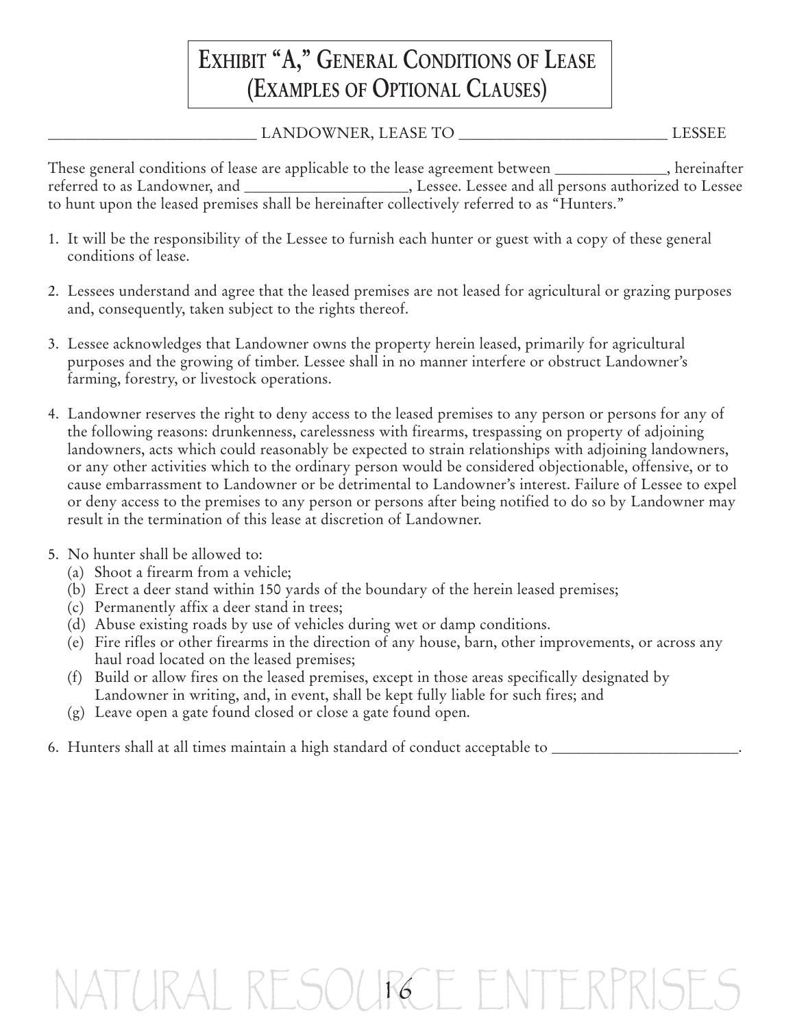# Exhibit "A," General Conditions of Lease (Examples of Optional Clauses)

_________________________ LANDOWNER, LEASE TO _________________________ LESSEE

These general conditions of lease are applicable to the lease agreement between ______________, hereinafter referred to as Landowner, and ____________________, Lessee. Lessee and all persons authorized to Lessee to hunt upon the leased premises shall be hereinafter collectively referred to as "Hunters."

1. It will be the responsibility of the Lessee to furnish each hunter or guest with a copy of these general conditions of lease.

2. Lessees understand and agree that the leased premises are not leased for agricultural or grazing purposes and, consequently, taken subject to the rights thereof.

3. Lessee acknowledges that Landowner owns the property herein leased, primarily for agricultural purposes and the growing of timber. Lessee shall in no manner interfere or obstruct Landowner's farming, forestry, or livestock operations.

4. Landowner reserves the right to deny access to the leased premises to any person or persons for any of the following reasons: drunkenness, carelessness with firearms, trespassing on property of adjoining landowners, acts which could reasonably be expected to strain relationships with adjoining landowners, or any other activities which to the ordinary person would be considered objectionable, offensive, or to cause embarrassment to Landowner or be detrimental to Landowner's interest. Failure of Lessee to expel or deny access to the premises to any person or persons after being notified to do so by Landowner may result in the termination of this lease at discretion of Landowner.

5. No hunter shall be allowed to:
   (a) Shoot a firearm from a vehicle;
   (b) Erect a deer stand within 150 yards of the boundary of the herein leased premises;
   (c) Permanently affix a deer stand in trees;
   (d) Abuse existing roads by use of vehicles during wet or damp conditions.
   (e) Fire rifles or other firearms in the direction of any house, barn, other improvements, or across any haul road located on the leased premises;
   (f) Build or allow fires on the leased premises, except in those areas specifically designated by Landowner in writing, and, in event, shall be kept fully liable for such fires; and
   (g) Leave open a gate found closed or close a gate found open.

6. Hunters shall at all times maintain a high standard of conduct acceptable to _______________________.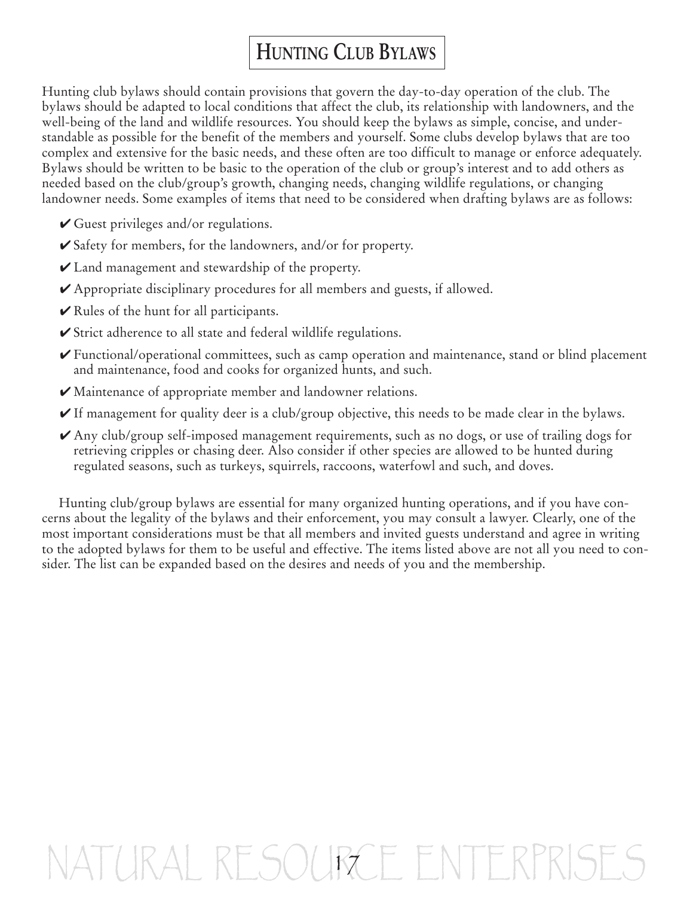# Hunting Club Bylaws

Hunting club bylaws should contain provisions that govern the day-to-day operation of the club. The bylaws should be adapted to local conditions that affect the club, its relationship with landowners, and the well-being of the land and wildlife resources. You should keep the bylaws as simple, concise, and understandable as possible for the benefit of the members and yourself. Some clubs develop bylaws that are too complex and extensive for the basic needs, and these often are too difficult to manage or enforce adequately. Bylaws should be written to be basic to the operation of the club or group's interest and to add others as needed based on the club/group's growth, changing needs, changing wildlife regulations, or changing landowner needs. Some examples of items that need to be considered when drafting bylaws are as follows:

- ✔ Guest privileges and/or regulations.
- ✔ Safety for members, for the landowners, and/or for property.
- ✔ Land management and stewardship of the property.
- ✔ Appropriate disciplinary procedures for all members and guests, if allowed.
- ✔ Rules of the hunt for all participants.
- ✔ Strict adherence to all state and federal wildlife regulations.
- ✔ Functional/operational committees, such as camp operation and maintenance, stand or blind placement and maintenance, food and cooks for organized hunts, and such.
- ✔ Maintenance of appropriate member and landowner relations.
- ✔ If management for quality deer is a club/group objective, this needs to be made clear in the bylaws.
- ✔ Any club/group self-imposed management requirements, such as no dogs, or use of trailing dogs for retrieving cripples or chasing deer. Also consider if other species are allowed to be hunted during regulated seasons, such as turkeys, squirrels, raccoons, waterfowl and such, and doves.

Hunting club/group bylaws are essential for many organized hunting operations, and if you have concerns about the legality of the bylaws and their enforcement, you may consult a lawyer. Clearly, one of the most important considerations must be that all members and invited guests understand and agree in writing to the adopted bylaws for them to be useful and effective. The items listed above are not all you need to consider. The list can be expanded based on the desires and needs of you and the membership.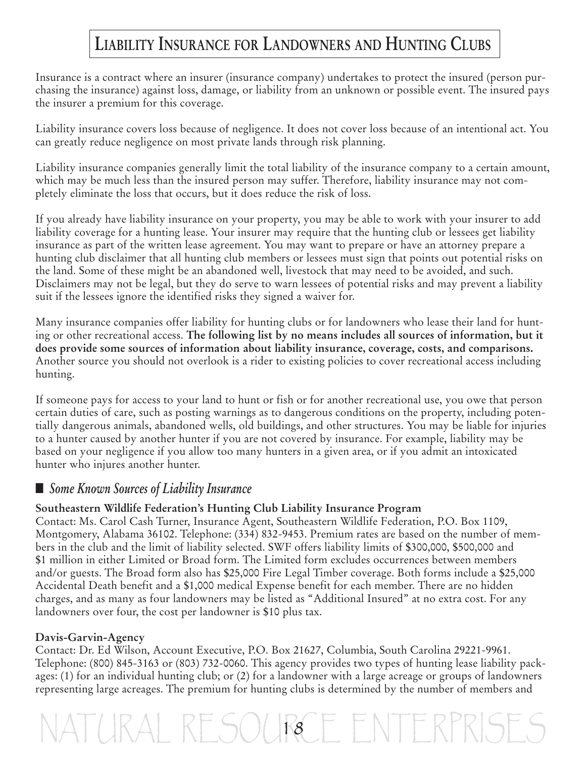# Liability Insurance for Landowners and Hunting Clubs

Insurance is a contract where an insurer (insurance company) undertakes to protect the insured (person purchasing the insurance) against loss, damage, or liability from an unknown or possible event. The insured pays the insurer a premium for this coverage.

Liability insurance covers loss because of negligence. It does not cover loss because of an intentional act. You can greatly reduce negligence on most private lands through risk planning.

Liability insurance companies generally limit the total liability of the insurance company to a certain amount, which may be much less than the insured person may suffer. Therefore, liability insurance may not completely eliminate the loss that occurs, but it does reduce the risk of loss.

If you already have liability insurance on your property, you may be able to work with your insurer to add liability coverage for a hunting lease. Your insurer may require that the hunting club or lessees get liability insurance as part of the written lease agreement. You may want to prepare or have an attorney prepare a hunting club disclaimer that all hunting club members or lessees must sign that points out potential risks on the land. Some of these might be an abandoned well, livestock that may need to be avoided, and such. Disclaimers may not be legal, but they do serve to warn lessees of potential risks and may prevent a liability suit if the lessees ignore the identified risks they signed a waiver for.

Many insurance companies offer liability for hunting clubs or for landowners who lease their land for hunting or other recreational access. **The following list by no means includes all sources of information, but it does provide some sources of information about liability insurance, coverage, costs, and comparisons.** Another source you should not overlook is a rider to existing policies to cover recreational access including hunting.

If someone pays for access to your land to hunt or fish or for another recreational use, you owe that person certain duties of care, such as posting warnings as to dangerous conditions on the property, including potentially dangerous animals, abandoned wells, old buildings, and other structures. You may be liable for injuries to a hunter caused by another hunter if you are not covered by insurance. For example, liability may be based on your negligence if you allow too many hunters in a given area, or if you admit an intoxicated hunter who injures another hunter.

## *Some Known Sources of Liability Insurance*

**Southeastern Wildlife Federation's Hunting Club Liability Insurance Program**
Contact: Ms. Carol Cash Turner, Insurance Agent, Southeastern Wildlife Federation, P.O. Box 1109, Montgomery, Alabama 36102. Telephone: (334) 832-9453. Premium rates are based on the number of members in the club and the limit of liability selected. SWF offers liability limits of $300,000, $500,000 and $1 million in either Limited or Broad form. The Limited form excludes occurrences between members and/or guests. The Broad form also has $25,000 Fire Legal Timber coverage. Both forms include a $25,000 Accidental Death benefit and a $1,000 medical Expense benefit for each member. There are no hidden charges, and as many as four landowners may be listed as "Additional Insured" at no extra cost. For any landowners over four, the cost per landowner is $10 plus tax.

**Davis-Garvin-Agency**
Contact: Dr. Ed Wilson, Account Executive, P.O. Box 21627, Columbia, South Carolina 29221-9961. Telephone: (800) 845-3163 or (803) 732-0060. This agency provides two types of hunting lease liability packages: (1) for an individual hunting club; or (2) for a landowner with a large acreage or groups of landowners representing large acreages. The premium for hunting clubs is determined by the number of members and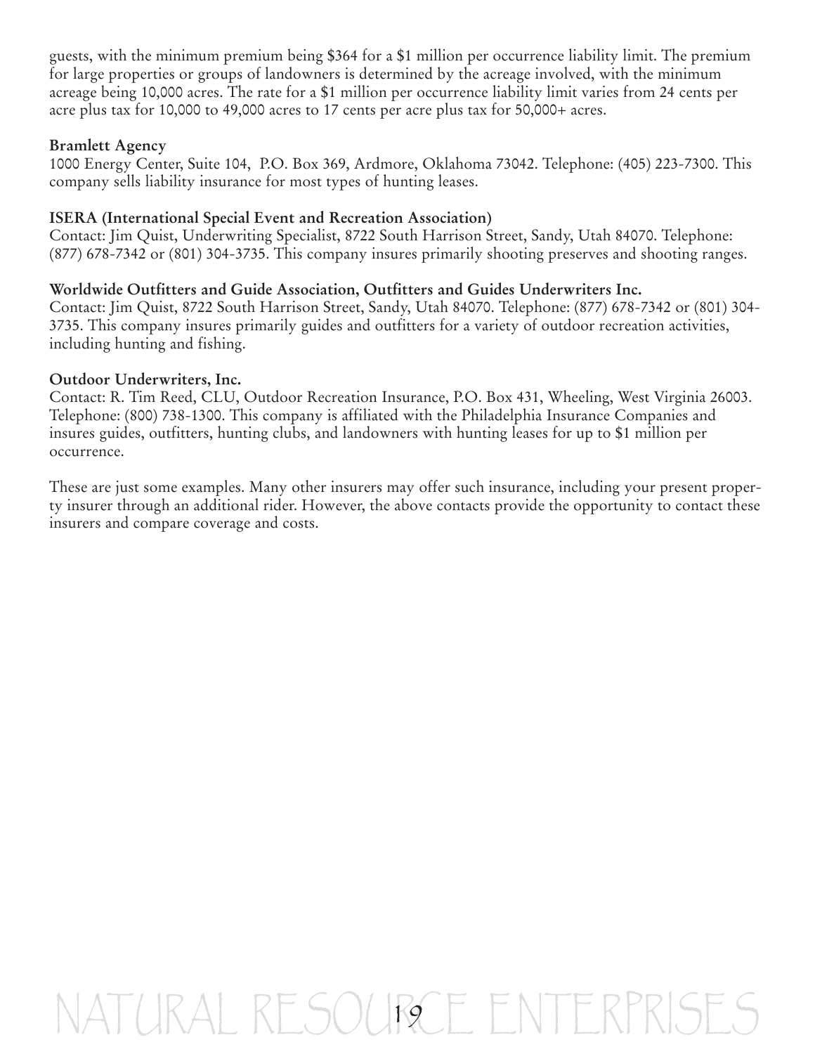guests, with the minimum premium being $364 for a $1 million per occurrence liability limit. The premium for large properties or groups of landowners is determined by the acreage involved, with the minimum acreage being 10,000 acres. The rate for a $1 million per occurrence liability limit varies from 24 cents per acre plus tax for 10,000 to 49,000 acres to 17 cents per acre plus tax for 50,000+ acres.

**Bramlett Agency**
1000 Energy Center, Suite 104, P.O. Box 369, Ardmore, Oklahoma 73042. Telephone: (405) 223-7300. This company sells liability insurance for most types of hunting leases.

**ISERA (International Special Event and Recreation Association)**
Contact: Jim Quist, Underwriting Specialist, 8722 South Harrison Street, Sandy, Utah 84070. Telephone: (877) 678-7342 or (801) 304-3735. This company insures primarily shooting preserves and shooting ranges.

**Worldwide Outfitters and Guide Association, Outfitters and Guides Underwriters Inc.**
Contact: Jim Quist, 8722 South Harrison Street, Sandy, Utah 84070. Telephone: (877) 678-7342 or (801) 304-3735. This company insures primarily guides and outfitters for a variety of outdoor recreation activities, including hunting and fishing.

**Outdoor Underwriters, Inc.**
Contact: R. Tim Reed, CLU, Outdoor Recreation Insurance, P.O. Box 431, Wheeling, West Virginia 26003. Telephone: (800) 738-1300. This company is affiliated with the Philadelphia Insurance Companies and insures guides, outfitters, hunting clubs, and landowners with hunting leases for up to $1 million per occurrence.

These are just some examples. Many other insurers may offer such insurance, including your present property insurer through an additional rider. However, the above contacts provide the opportunity to contact these insurers and compare coverage and costs.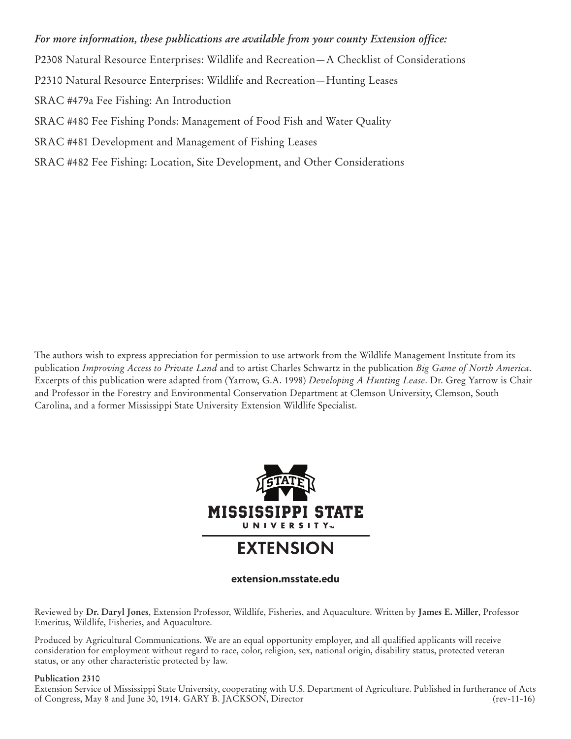***For more information, these publications are available from your county Extension office:***

P2308 Natural Resource Enterprises: Wildlife and Recreation—A Checklist of Considerations

P2310 Natural Resource Enterprises: Wildlife and Recreation—Hunting Leases

SRAC #479a Fee Fishing: An Introduction

SRAC #480 Fee Fishing Ponds: Management of Food Fish and Water Quality

SRAC #481 Development and Management of Fishing Leases

SRAC #482 Fee Fishing: Location, Site Development, and Other Considerations

The authors wish to express appreciation for permission to use artwork from the Wildlife Management Institute from its publication *Improving Access to Private Land* and to artist Charles Schwartz in the publication *Big Game of North America*. Excerpts of this publication were adapted from (Yarrow, G.A. 1998) *Developing A Hunting Lease*. Dr. Greg Yarrow is Chair and Professor in the Forestry and Environmental Conservation Department at Clemson University, Clemson, South Carolina, and a former Mississippi State University Extension Wildlife Specialist.

MISSISSIPPI STATE UNIVERSITY™

EXTENSION

**extension.msstate.edu**

Reviewed by **Dr. Daryl Jones**, Extension Professor, Wildlife, Fisheries, and Aquaculture. Written by **James E. Miller**, Professor Emeritus, Wildlife, Fisheries, and Aquaculture.

Produced by Agricultural Communications. We are an equal opportunity employer, and all qualified applicants will receive consideration for employment without regard to race, color, religion, sex, national origin, disability status, protected veteran status, or any other characteristic protected by law.

**Publication 2310**

Extension Service of Mississippi State University, cooperating with U.S. Department of Agriculture. Published in furtherance of Acts of Congress, May 8 and June 30, 1914. GARY B. JACKSON, Director (rev-11-16)